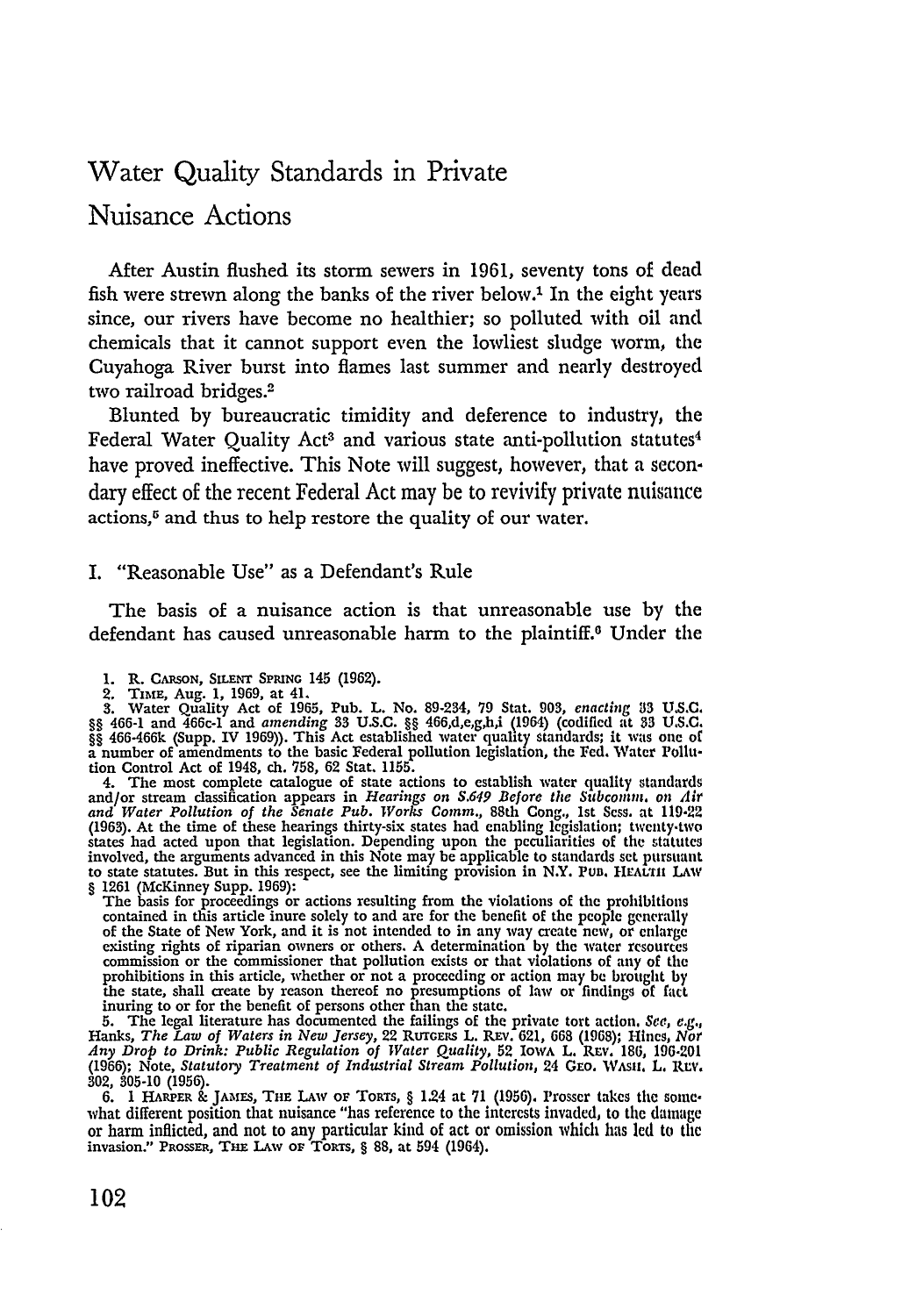# Water Quality Standards in Private Nuisance Actions

After Austin flushed its storm sewers in 1961, seventy tons of dead fish were strewn along the banks of the river below.[1] In the eight years since, our rivers have become no healthier; so polluted with oil and chemicals that it cannot support even the lowliest sludge worm, the Cuyahoga River burst into flames last summer and nearly destroyed two railroad bridges.[2]

Blunted by bureaucratic timidity and deference to industry, the Federal Water Quality Act[3] and various state anti-pollution statutes[4] have proved ineffective. This Note will suggest, however, that a secondary effect of the recent Federal Act may be to revivify private nuisance actions,[5] and thus to help restore the quality of our water.

## I. "Reasonable Use" as a Defendant's Rule

The basis of a nuisance action is that unreasonable use by the defendant has caused unreasonable harm to the plaintiff.[6] Under the

---

1. R. CARSON, SILENT SPRING 145 (1962).
2. TIME, Aug. 1, 1969, at 41.
3. Water Quality Act of 1965, Pub. L. No. 89-234, 79 Stat. 903, *enacting* 33 U.S.C. §§ 466-1 and 466c-1 and *amending* 33 U.S.C. §§ 466,d,e,g,h,i (1964) (codified at 33 U.S.C. §§ 466-466k (Supp. IV 1969)). This Act established water quality standards; it was one of a number of amendments to the basic Federal pollution legislation, the Fed. Water Pollution Control Act of 1948, ch. 758, 62 Stat. 1155.
4. The most complete catalogue of state actions to establish water quality standards and/or stream classification appears in *Hearings on S.649 Before the Subcomm. on Air and Water Pollution of the Senate Pub. Works Comm.*, 88th Cong., 1st Sess. at 119-22 (1963). At the time of these hearings thirty-six states had enabling legislation; twenty-two states had acted upon that legislation. Depending upon the peculiarities of the statutes involved, the arguments advanced in this Note may be applicable to standards set pursuant to state statutes. But in this respect, see the limiting provision in N.Y. PUB. HEALTH LAW § 1261 (McKinney Supp. 1969):

   The basis for proceedings or actions resulting from the violations of the prohibitions contained in this article inure solely to and are for the benefit of the people generally of the State of New York, and it is not intended to in any way create new, or enlarge existing rights of riparian owners or others. A determination by the water resources commission or the commissioner that pollution exists or that violations of any of the prohibitions in this article, whether or not a proceeding or action may be brought by the state, shall create by reason thereof no presumptions of law or findings of fact inuring to or for the benefit of persons other than the state.
5. The legal literature has documented the failings of the private tort action. *See, e.g.*, Hanks, *The Law of Waters in New Jersey*, 22 RUTGERS L. REV. 621, 668 (1968); Hines, *Nor Any Drop to Drink: Public Regulation of Water Quality*, 52 IOWA L. REV. 186, 196-201 (1966); Note, *Statutory Treatment of Industrial Stream Pollution*, 24 GEO. WASH. L. REV. 302, 305-10 (1956).
6. 1 HARPER & JAMES, THE LAW OF TORTS, § 1.24 at 71 (1956). Prosser takes the somewhat different position that nuisance "has reference to the interests invaded, to the damage or harm inflicted, and not to any particular kind of act or omission which has led to the invasion." PROSSER, THE LAW OF TORTS, § 88, at 594 (1964).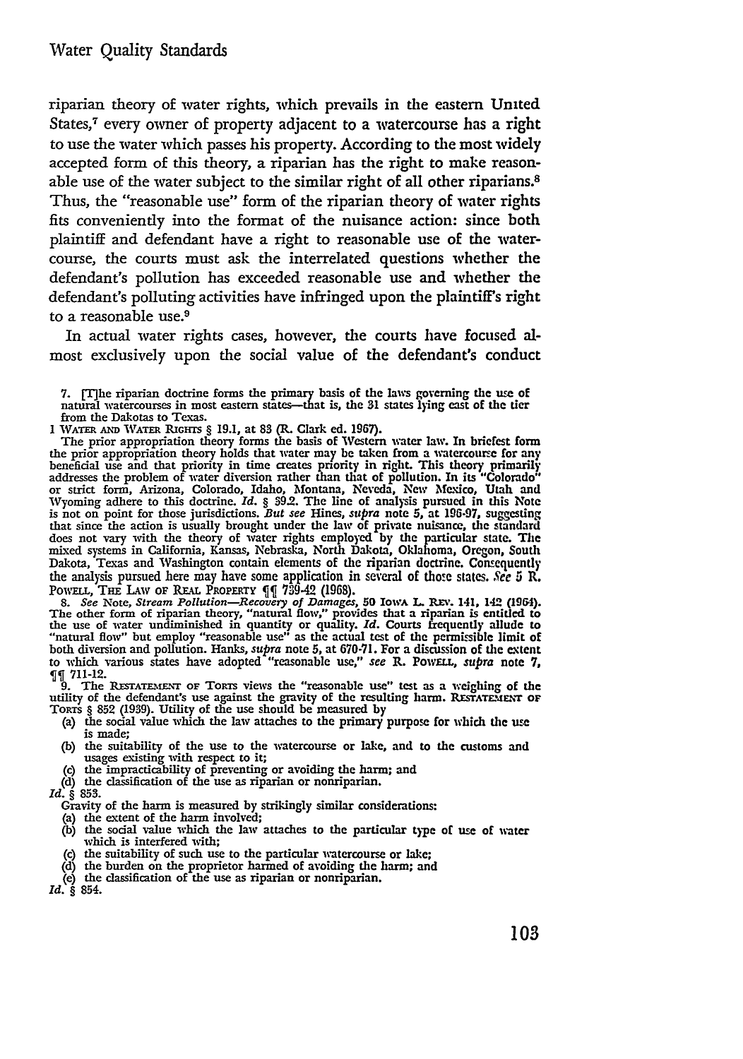riparian theory of water rights, which prevails in the eastern United States,[7] every owner of property adjacent to a watercourse has a right to use the water which passes his property. According to the most widely accepted form of this theory, a riparian has the right to make reasonable use of the water subject to the similar right of all other riparians.[8] Thus, the "reasonable use" form of the riparian theory of water rights fits conveniently into the format of the nuisance action: since both plaintiff and defendant have a right to reasonable use of the watercourse, the courts must ask the interrelated questions whether the defendant's pollution has exceeded reasonable use and whether the defendant's polluting activities have infringed upon the plaintiff's right to a reasonable use.[9]

In actual water rights cases, however, the courts have focused almost exclusively upon the social value of the defendant's conduct

7. [T]he riparian doctrine forms the primary basis of the laws governing the use of natural watercourses in most eastern states—that is, the 31 states lying east of the tier from the Dakotas to Texas.

1 WATER AND WATER RIGHTS § 19.1, at 83 (R. Clark ed. 1967).

The prior appropriation theory forms the basis of Western water law. In briefest form the prior appropriation theory holds that water may be taken from a watercourse for any beneficial use and that priority in time creates priority in right. This theory primarily addresses the problem of water diversion rather than that of pollution. In its "Colorado" or strict form, Arizona, Colorado, Idaho, Montana, Neveda, New Mexico, Utah and Wyoming adhere to this doctrine. *Id.* § 39.2. The line of analysis pursued in this Note is not on point for those jurisdictions. *But see* Hines, *supra* note 5, at 196-97, suggesting that since the action is usually brought under the law of private nuisance, the standard does not vary with the theory of water rights employed by the particular state. The mixed systems in California, Kansas, Nebraska, North Dakota, Oklahoma, Oregon, South Dakota, Texas and Washington contain elements of the riparian doctrine. Consequently the analysis pursued here may have some application in several of those states. *See* 5 R. POWELL, THE LAW OF REAL PROPERTY ¶¶ 739-42 (1968).

8. *See* Note, *Stream Pollution—Recovery of Damages,* 50 IOWA L. REV. 141, 142 (1964). The other form of riparian theory, "natural flow," provides that a riparian is entitled to the use of water undiminished in quantity or quality. *Id.* Courts frequently allude to "natural flow" but employ "reasonable use" as the actual test of the permissible limit of both diversion and pollution. Hanks, *supra* note 5, at 670-71. For a discussion of the extent to which various states have adopted "reasonable use," *see* R. POWELL, *supra* note 7, ¶¶ 711-12.

9. The RESTATEMENT OF TORTS views the "reasonable use" test as a weighing of the utility of the defendant's use against the gravity of the resulting harm. RESTATEMENT OF TORTS § 852 (1939). Utility of the use should be measured by

(a) the social value which the law attaches to the primary purpose for which the use is made;
(b) the suitability of the use to the watercourse or lake, and to the customs and usages existing with respect to it;
(c) the impracticability of preventing or avoiding the harm; and
(d) the classification of the use as riparian or nonriparian.

*Id.* § 853.

Gravity of the harm is measured by strikingly similar considerations:

(a) the extent of the harm involved;
(b) the social value which the law attaches to the particular type of use of water which is interfered with;
(c) the suitability of such use to the particular watercourse or lake;
(d) the burden on the proprietor harmed of avoiding the harm; and
(e) the classification of the use as riparian or nonriparian.

*Id.* § 854.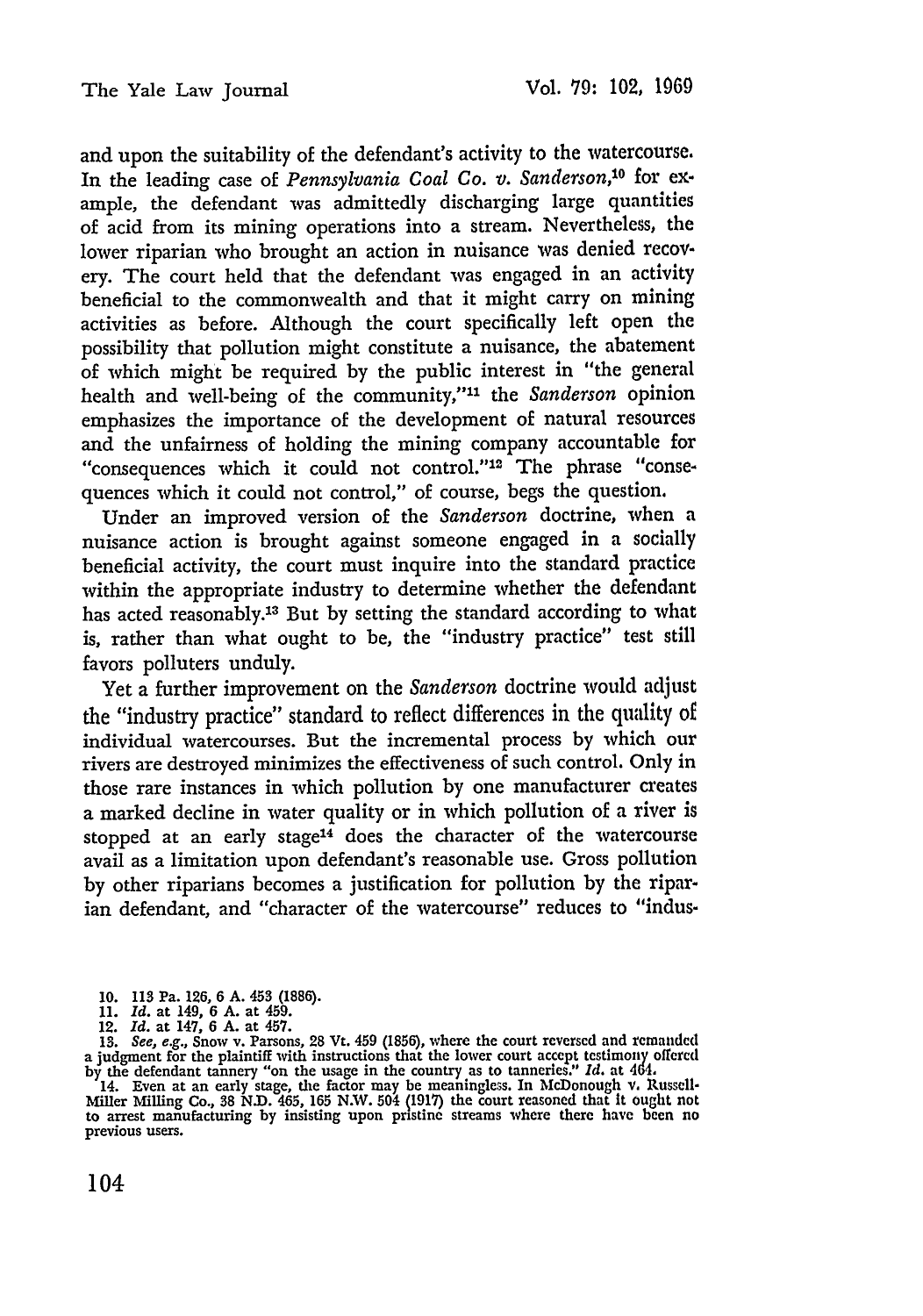and upon the suitability of the defendant's activity to the watercourse. In the leading case of *Pennsylvania Coal Co. v. Sanderson*,[10] for example, the defendant was admittedly discharging large quantities of acid from its mining operations into a stream. Nevertheless, the lower riparian who brought an action in nuisance was denied recovery. The court held that the defendant was engaged in an activity beneficial to the commonwealth and that it might carry on mining activities as before. Although the court specifically left open the possibility that pollution might constitute a nuisance, the abatement of which might be required by the public interest in "the general health and well-being of the community,"[11] the *Sanderson* opinion emphasizes the importance of the development of natural resources and the unfairness of holding the mining company accountable for "consequences which it could not control."[12] The phrase "consequences which it could not control," of course, begs the question.

Under an improved version of the *Sanderson* doctrine, when a nuisance action is brought against someone engaged in a socially beneficial activity, the court must inquire into the standard practice within the appropriate industry to determine whether the defendant has acted reasonably.[13] But by setting the standard according to what is, rather than what ought to be, the "industry practice" test still favors polluters unduly.

Yet a further improvement on the *Sanderson* doctrine would adjust the "industry practice" standard to reflect differences in the quality of individual watercourses. But the incremental process by which our rivers are destroyed minimizes the effectiveness of such control. Only in those rare instances in which pollution by one manufacturer creates a marked decline in water quality or in which pollution of a river is stopped at an early stage[14] does the character of the watercourse avail as a limitation upon defendant's reasonable use. Gross pollution by other riparians becomes a justification for pollution by the riparian defendant, and "character of the watercourse" reduces to "indus-

10. 113 Pa. 126, 6 A. 453 (1886).

11. *Id.* at 149, 6 A. at 459.

12. *Id.* at 147, 6 A. at 457.

13. *See, e.g.*, Snow v. Parsons, 28 Vt. 459 (1856), where the court reversed and remanded a judgment for the plaintiff with instructions that the lower court accept testimony offered by the defendant tannery "on the usage in the country as to tanneries." *Id.* at 464.

14. Even at an early stage, the factor may be meaningless. In McDonough v. Russell-Miller Milling Co., 38 N.D. 465, 165 N.W. 504 (1917) the court reasoned that it ought not to arrest manufacturing by insisting upon pristine streams where there have been no previous users.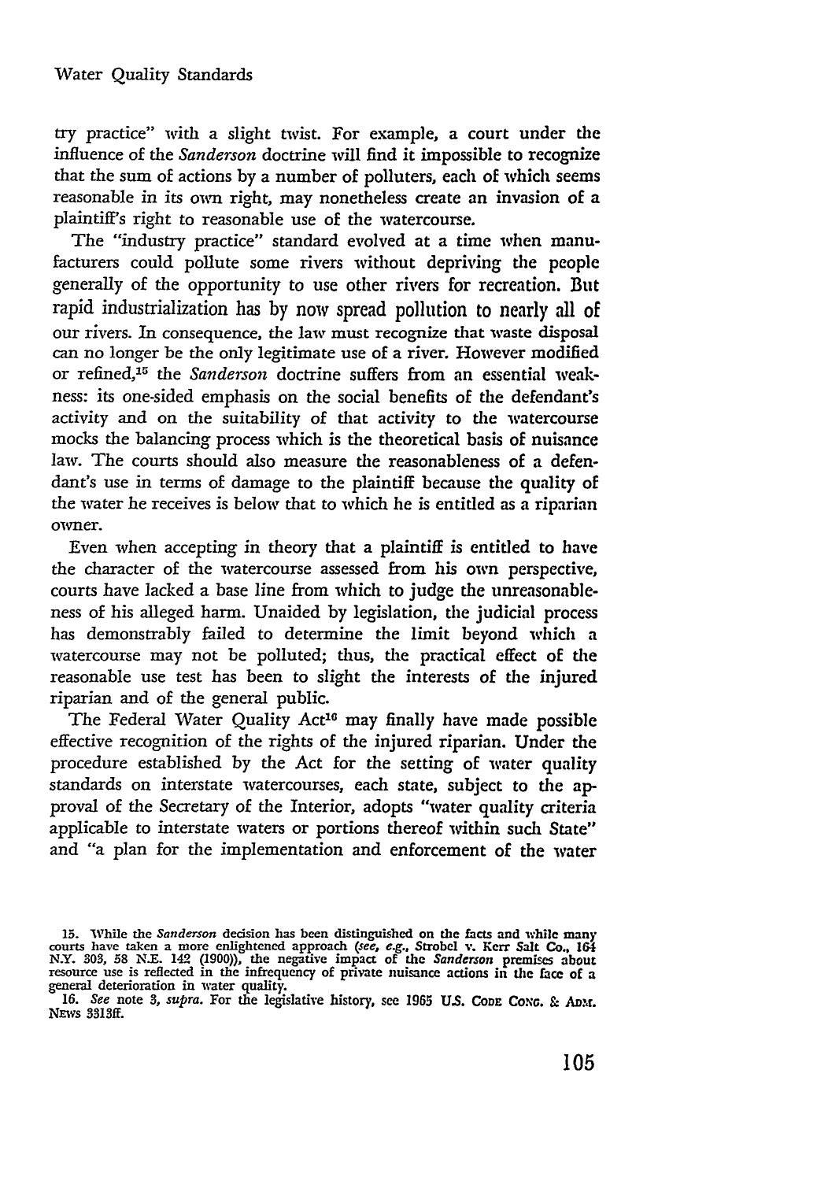try practice" with a slight twist. For example, a court under the influence of the *Sanderson* doctrine will find it impossible to recognize that the sum of actions by a number of polluters, each of which seems reasonable in its own right, may nonetheless create an invasion of a plaintiff's right to reasonable use of the watercourse.

The "industry practice" standard evolved at a time when manufacturers could pollute some rivers without depriving the people generally of the opportunity to use other rivers for recreation. But rapid industrialization has by now spread pollution to nearly all of our rivers. In consequence, the law must recognize that waste disposal can no longer be the only legitimate use of a river. However modified or refined,[15] the *Sanderson* doctrine suffers from an essential weakness: its one-sided emphasis on the social benefits of the defendant's activity and on the suitability of that activity to the watercourse mocks the balancing process which is the theoretical basis of nuisance law. The courts should also measure the reasonableness of a defendant's use in terms of damage to the plaintiff because the quality of the water he receives is below that to which he is entitled as a riparian owner.

Even when accepting in theory that a plaintiff is entitled to have the character of the watercourse assessed from his own perspective, courts have lacked a base line from which to judge the unreasonableness of his alleged harm. Unaided by legislation, the judicial process has demonstrably failed to determine the limit beyond which a watercourse may not be polluted; thus, the practical effect of the reasonable use test has been to slight the interests of the injured riparian and of the general public.

The Federal Water Quality Act[16] may finally have made possible effective recognition of the rights of the injured riparian. Under the procedure established by the Act for the setting of water quality standards on interstate watercourses, each state, subject to the approval of the Secretary of the Interior, adopts "water quality criteria applicable to interstate waters or portions thereof within such State" and "a plan for the implementation and enforcement of the water

15. While the *Sanderson* decision has been distinguished on the facts and while many courts have taken a more enlightened approach (*see, e.g.*, Strobel v. Kerr Salt Co., 164 N.Y. 303, 58 N.E. 142 (1900)), the negative impact of the *Sanderson* premises about resource use is reflected in the infrequency of private nuisance actions in the face of a general deterioration in water quality.

16. *See* note 3, *supra*. For the legislative history, see 1965 U.S. CODE CONG. & ADM. NEWS 3313ff.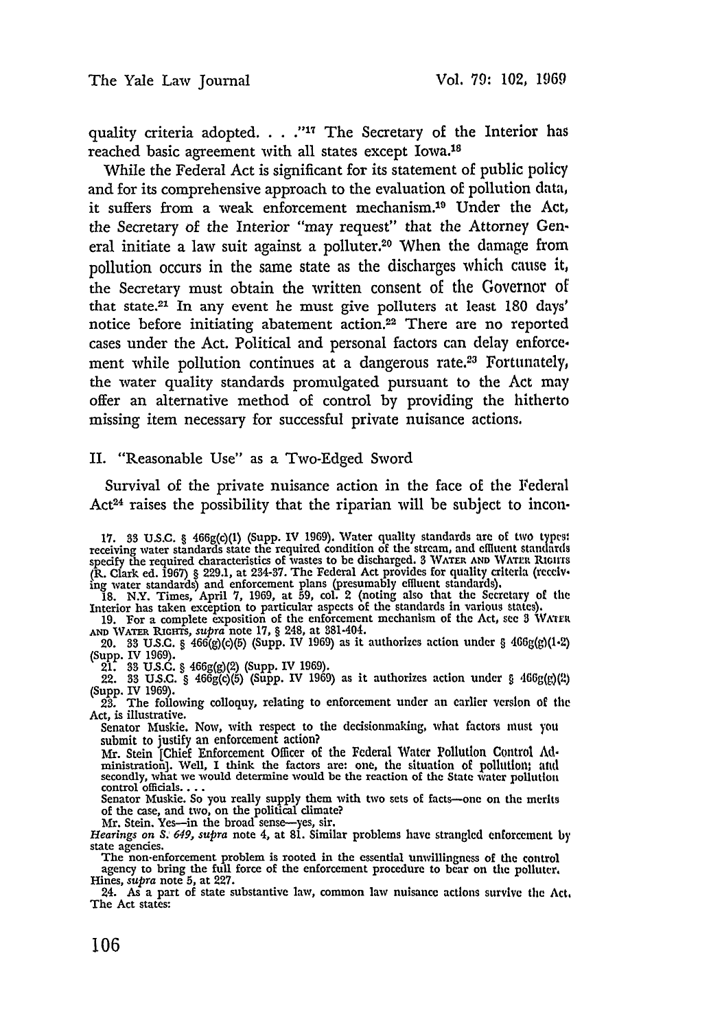quality criteria adopted. . . ."[17] The Secretary of the Interior has reached basic agreement with all states except Iowa.[18]

While the Federal Act is significant for its statement of public policy and for its comprehensive approach to the evaluation of pollution data, it suffers from a weak enforcement mechanism.[19] Under the Act, the Secretary of the Interior "may request" that the Attorney General initiate a law suit against a polluter.[20] When the damage from pollution occurs in the same state as the discharges which cause it, the Secretary must obtain the written consent of the Governor of that state.[21] In any event he must give polluters at least 180 days' notice before initiating abatement action.[22] There are no reported cases under the Act. Political and personal factors can delay enforcement while pollution continues at a dangerous rate.[23] Fortunately, the water quality standards promulgated pursuant to the Act may offer an alternative method of control by providing the hitherto missing item necessary for successful private nuisance actions.

## II. "Reasonable Use" as a Two-Edged Sword

Survival of the private nuisance action in the face of the Federal Act[24] raises the possibility that the riparian will be subject to incon-

17. 33 U.S.C. § 466g(c)(1) (Supp. IV 1969). Water quality standards are of two types: receiving water standards state the required condition of the stream, and effluent standards specify the required characteristics of wastes to be discharged. 3 WATER AND WATER RIGHTS (R. Clark ed. 1967) § 229.1, at 234-37. The Federal Act provides for quality criteria (receiving water standards) and enforcement plans (presumably effluent standards).

18. N.Y. Times, April 7, 1969, at 59, col. 2 (noting also that the Secretary of the Interior has taken exception to particular aspects of the standards in various states).

19. For a complete exposition of the enforcement mechanism of the Act, see 3 WATER AND WATER RIGHTS, *supra* note 17, § 248, at 381-404.

20. 33 U.S.C. § 466(g)(c)(5) (Supp. IV 1969) as it authorizes action under § 466g(g)(1-2) (Supp. IV 1969).

21. 33 U.S.C. § 466g(g)(2) (Supp. IV 1969).

22. 33 U.S.C. § 466g(c)(5) (Supp. IV 1969) as it authorizes action under § 466g(g)(2) (Supp. IV 1969).

23. The following colloquy, relating to enforcement under an earlier version of the Act, is illustrative.

Senator Muskie. Now, with respect to the decisionmaking, what factors must you submit to justify an enforcement action?

Mr. Stein [Chief Enforcement Officer of the Federal Water Pollution Control Administration]. Well, I think the factors are: one, the situation of pollution; and secondly, what we would determine would be the reaction of the State water pollution control officials. . . .

Senator Muskie. So you really supply them with two sets of facts—one on the merits of the case, and two, on the political climate?

Mr. Stein. Yes—in the broad sense—yes, sir.

*Hearings on S. 649, supra* note 4, at 81. Similar problems have strangled enforcement by state agencies.

The non-enforcement problem is rooted in the essential unwillingness of the control agency to bring the full force of the enforcement procedure to bear on the polluter. Hines, *supra* note 5, at 227.

24. As a part of state substantive law, common law nuisance actions survive the Act. The Act states: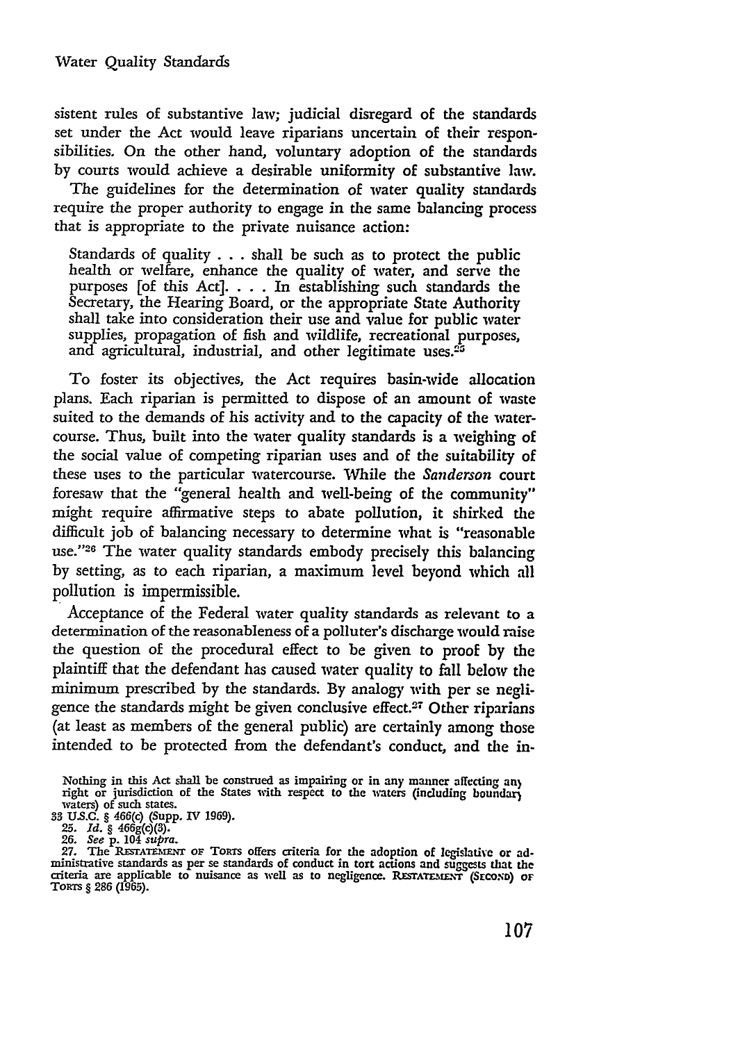sistent rules of substantive law; judicial disregard of the standards set under the Act would leave riparians uncertain of their responsibilities. On the other hand, voluntary adoption of the standards by courts would achieve a desirable uniformity of substantive law.

The guidelines for the determination of water quality standards require the proper authority to engage in the same balancing process that is appropriate to the private nuisance action:

> Standards of quality . . . shall be such as to protect the public health or welfare, enhance the quality of water, and serve the purposes [of this Act]. . . . In establishing such standards the Secretary, the Hearing Board, or the appropriate State Authority shall take into consideration their use and value for public water supplies, propagation of fish and wildlife, recreational purposes, and agricultural, industrial, and other legitimate uses.[25]

To foster its objectives, the Act requires basin-wide allocation plans. Each riparian is permitted to dispose of an amount of waste suited to the demands of his activity and to the capacity of the watercourse. Thus, built into the water quality standards is a weighing of the social value of competing riparian uses and of the suitability of these uses to the particular watercourse. While the *Sanderson* court foresaw that the "general health and well-being of the community" might require affirmative steps to abate pollution, it shirked the difficult job of balancing necessary to determine what is "reasonable use."[26] The water quality standards embody precisely this balancing by setting, as to each riparian, a maximum level beyond which all pollution is impermissible.

Acceptance of the Federal water quality standards as relevant to a determination of the reasonableness of a polluter's discharge would raise the question of the procedural effect to be given to proof by the plaintiff that the defendant has caused water quality to fall below the minimum prescribed by the standards. By analogy with per se negligence the standards might be given conclusive effect.[27] Other riparians (at least as members of the general public) are certainly among those intended to be protected from the defendant's conduct, and the in-

Nothing in this Act shall be construed as impairing or in any manner affecting any right or jurisdiction of the States with respect to the waters (including boundary waters) of such states.

33 U.S.C. § 466(c) (Supp. IV 1969).

25. *Id.* § 466g(c)(3).

26. *See* p. 104 *supra*.

27. The RESTATEMENT OF TORTS offers criteria for the adoption of legislative or administrative standards as per se standards of conduct in tort actions and suggests that the criteria are applicable to nuisance as well as to negligence. RESTATEMENT (SECOND) OF TORTS § 286 (1965).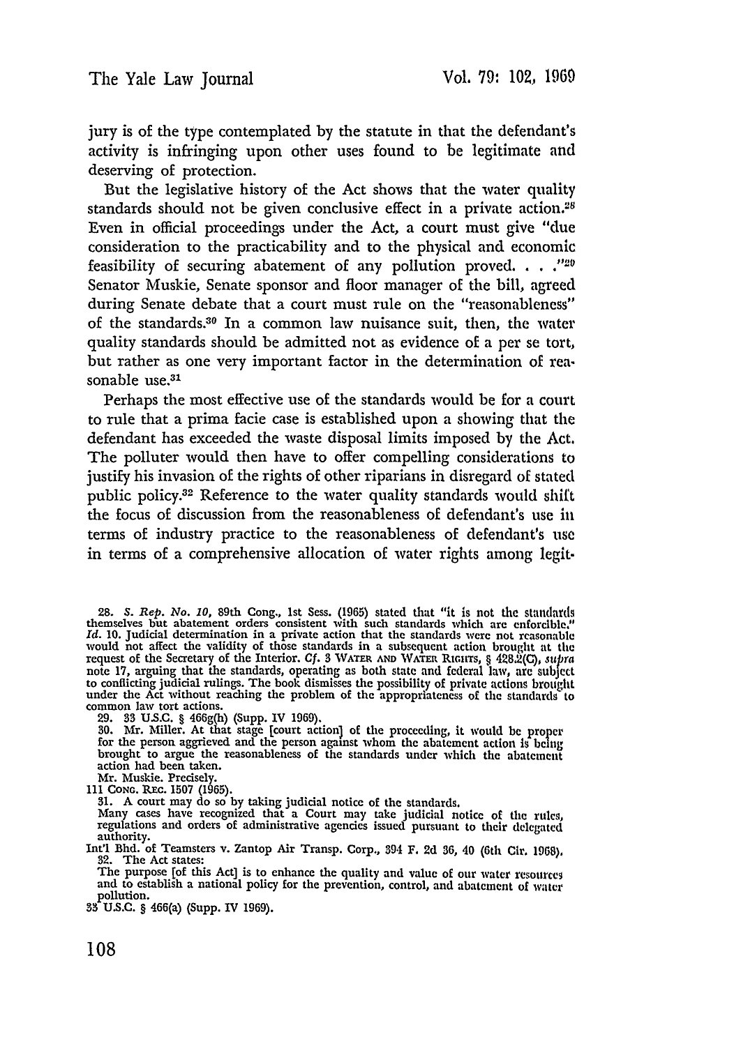jury is of the type contemplated by the statute in that the defendant's activity is infringing upon other uses found to be legitimate and deserving of protection.

But the legislative history of the Act shows that the water quality standards should not be given conclusive effect in a private action.[28] Even in official proceedings under the Act, a court must give "due consideration to the practicability and to the physical and economic feasibility of securing abatement of any pollution proved. . . ."[29] Senator Muskie, Senate sponsor and floor manager of the bill, agreed during Senate debate that a court must rule on the "reasonableness" of the standards.[30] In a common law nuisance suit, then, the water quality standards should be admitted not as evidence of a per se tort, but rather as one very important factor in the determination of reasonable use.[31]

Perhaps the most effective use of the standards would be for a court to rule that a prima facie case is established upon a showing that the defendant has exceeded the waste disposal limits imposed by the Act. The polluter would then have to offer compelling considerations to justify his invasion of the rights of other riparians in disregard of stated public policy.[32] Reference to the water quality standards would shift the focus of discussion from the reasonableness of defendant's use in terms of industry practice to the reasonableness of defendant's use in terms of a comprehensive allocation of water rights among legit-

28. *S. Rep. No. 10*, 89th Cong., 1st Sess. (1965) stated that "it is not the standards themselves but abatement orders consistent with such standards which are enforcible." *Id.* 10. Judicial determination in a private action that the standards were not reasonable would not affect the validity of those standards in a subsequent action brought at the request of the Secretary of the Interior. *Cf.* 3 WATER AND WATER RIGHTS, § 428.2(C), *supra* note 17, arguing that the standards, operating as both state and federal law, are subject to conflicting judicial rulings. The book dismisses the possibility of private actions brought under the Act without reaching the problem of the appropriateness of the standards to common law tort actions.

29. 33 U.S.C. § 466g(h) (Supp. IV 1969).

30. Mr. Miller. At that stage [court action] of the proceeding, it would be proper for the person aggrieved and the person against whom the abatement action is being brought to argue the reasonableness of the standards under which the abatement action had been taken.

Mr. Muskie. Precisely.

111 CONG. REC. 1507 (1965).

31. A court may do so by taking judicial notice of the standards.

Many cases have recognized that a Court may take judicial notice of the rules, regulations and orders of administrative agencies issued pursuant to their delegated authority.

Int'l Bhd. of Teamsters v. Zantop Air Transp. Corp., 394 F. 2d 36, 40 (6th Cir. 1968).

32. The Act states:

The purpose [of this Act] is to enhance the quality and value of our water resources and to establish a national policy for the prevention, control, and abatement of water pollution.

33 U.S.C. § 466(a) (Supp. IV 1969).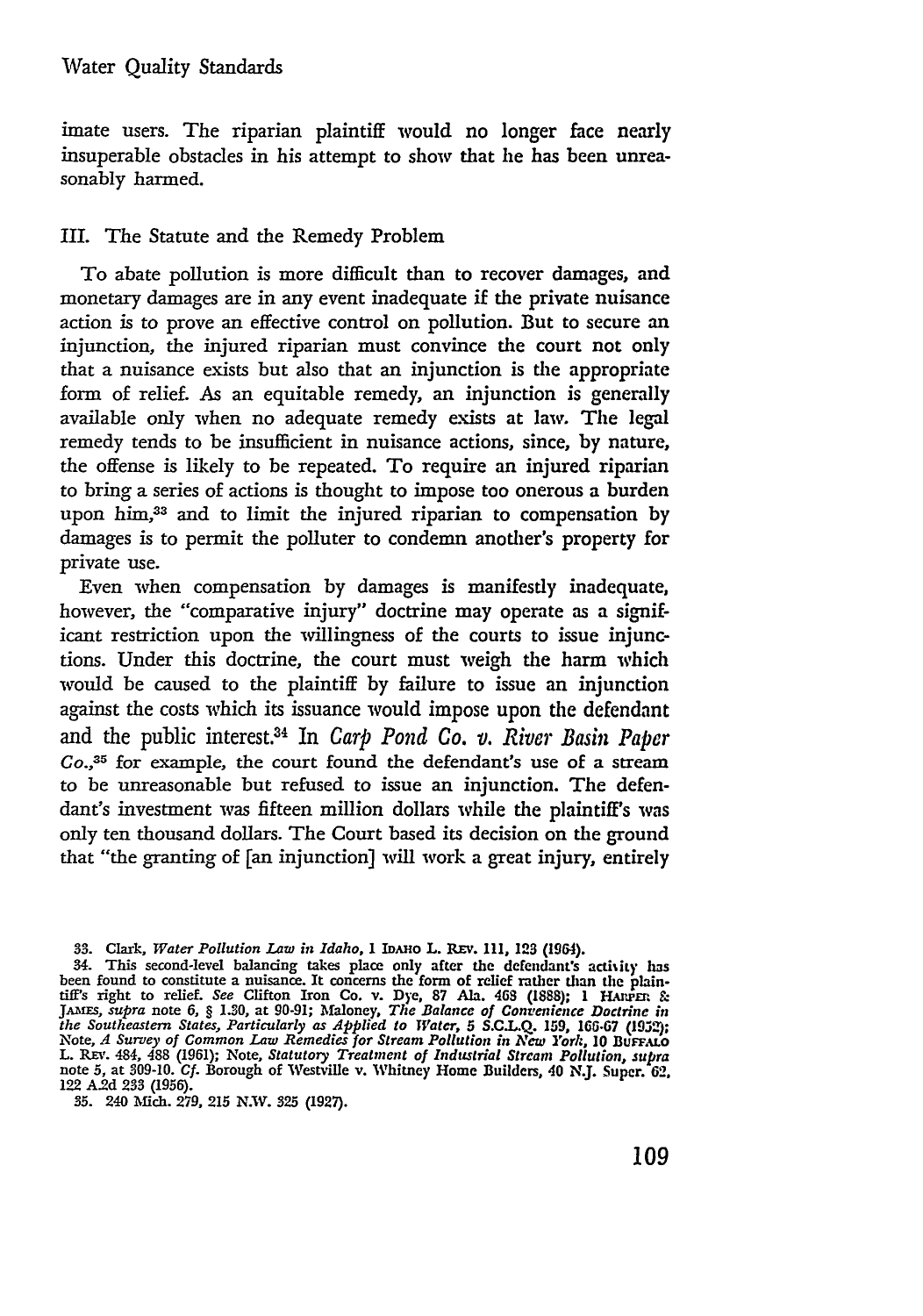imate users. The riparian plaintiff would no longer face nearly insuperable obstacles in his attempt to show that he has been unreasonably harmed.

## III. The Statute and the Remedy Problem

To abate pollution is more difficult than to recover damages, and monetary damages are in any event inadequate if the private nuisance action is to prove an effective control on pollution. But to secure an injunction, the injured riparian must convince the court not only that a nuisance exists but also that an injunction is the appropriate form of relief. As an equitable remedy, an injunction is generally available only when no adequate remedy exists at law. The legal remedy tends to be insufficient in nuisance actions, since, by nature, the offense is likely to be repeated. To require an injured riparian to bring a series of actions is thought to impose too onerous a burden upon him,[33] and to limit the injured riparian to compensation by damages is to permit the polluter to condemn another's property for private use.

Even when compensation by damages is manifestly inadequate, however, the "comparative injury" doctrine may operate as a significant restriction upon the willingness of the courts to issue injunctions. Under this doctrine, the court must weigh the harm which would be caused to the plaintiff by failure to issue an injunction against the costs which its issuance would impose upon the defendant and the public interest.[34] In *Carp Pond Co. v. River Basin Paper Co.*,[35] for example, the court found the defendant's use of a stream to be unreasonable but refused to issue an injunction. The defendant's investment was fifteen million dollars while the plaintiff's was only ten thousand dollars. The Court based its decision on the ground that "the granting of [an injunction] will work a great injury, entirely

---

33. Clark, *Water Pollution Law in Idaho*, 1 IDAHO L. REV. 111, 123 (1964).

34. This second-level balancing takes place only after the defendant's activity has been found to constitute a nuisance. It concerns the form of relief rather than the plaintiff's right to relief. *See* Clifton Iron Co. v. Dye, 87 Ala. 468 (1888); 1 HARPER & JAMES, *supra* note 6, § 1.30, at 90-91; Maloney, *The Balance of Convenience Doctrine in the Southeastern States, Particularly as Applied to Water*, 5 S.C.L.Q. 159, 166-67 (1952); Note, *A Survey of Common Law Remedies for Stream Pollution in New York*, 10 BUFFALO L. REV. 484, 488 (1961); Note, *Statutory Treatment of Industrial Stream Pollution*, *supra* note 5, at 309-10. *Cf.* Borough of Westville v. Whitney Home Builders, 40 N.J. Super. 62, 122 A.2d 233 (1956).

35. 240 Mich. 279, 215 N.W. 325 (1927).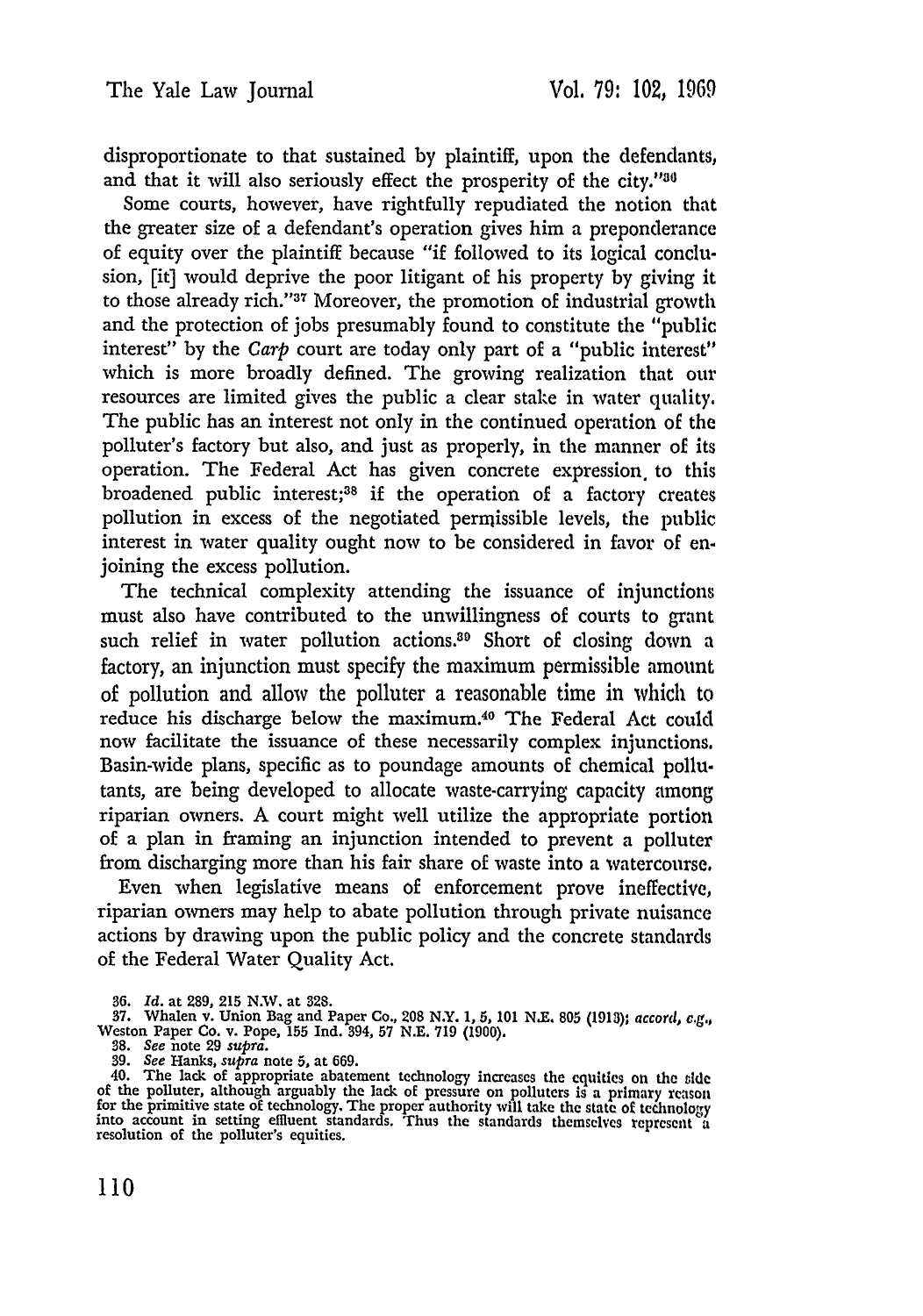disproportionate to that sustained by plaintiff, upon the defendants, and that it will also seriously effect the prosperity of the city."[36]

Some courts, however, have rightfully repudiated the notion that the greater size of a defendant's operation gives him a preponderance of equity over the plaintiff because "if followed to its logical conclusion, [it] would deprive the poor litigant of his property by giving it to those already rich."[37] Moreover, the promotion of industrial growth and the protection of jobs presumably found to constitute the "public interest" by the *Carp* court are today only part of a "public interest" which is more broadly defined. The growing realization that our resources are limited gives the public a clear stake in water quality. The public has an interest not only in the continued operation of the polluter's factory but also, and just as properly, in the manner of its operation. The Federal Act has given concrete expression to this broadened public interest;[38] if the operation of a factory creates pollution in excess of the negotiated permissible levels, the public interest in water quality ought now to be considered in favor of enjoining the excess pollution.

The technical complexity attending the issuance of injunctions must also have contributed to the unwillingness of courts to grant such relief in water pollution actions.[39] Short of closing down a factory, an injunction must specify the maximum permissible amount of pollution and allow the polluter a reasonable time in which to reduce his discharge below the maximum.[40] The Federal Act could now facilitate the issuance of these necessarily complex injunctions. Basin-wide plans, specific as to poundage amounts of chemical pollutants, are being developed to allocate waste-carrying capacity among riparian owners. A court might well utilize the appropriate portion of a plan in framing an injunction intended to prevent a polluter from discharging more than his fair share of waste into a watercourse.

Even when legislative means of enforcement prove ineffective, riparian owners may help to abate pollution through private nuisance actions by drawing upon the public policy and the concrete standards of the Federal Water Quality Act.

36. *Id.* at 289, 215 N.W. at 328.

37. Whalen v. Union Bag and Paper Co., 208 N.Y. 1, 5, 101 N.E. 805 (1913); *accord, e.g.,* Weston Paper Co. v. Pope, 155 Ind. 394, 57 N.E. 719 (1900).

38. *See* note 29 *supra*.

39. *See* Hanks, *supra* note 5, at 669.

40. The lack of appropriate abatement technology increases the equities on the side of the polluter, although arguably the lack of pressure on polluters is a primary reason for the primitive state of technology. The proper authority will take the state of technology into account in setting effluent standards. Thus the standards themselves represent a resolution of the polluter's equities.